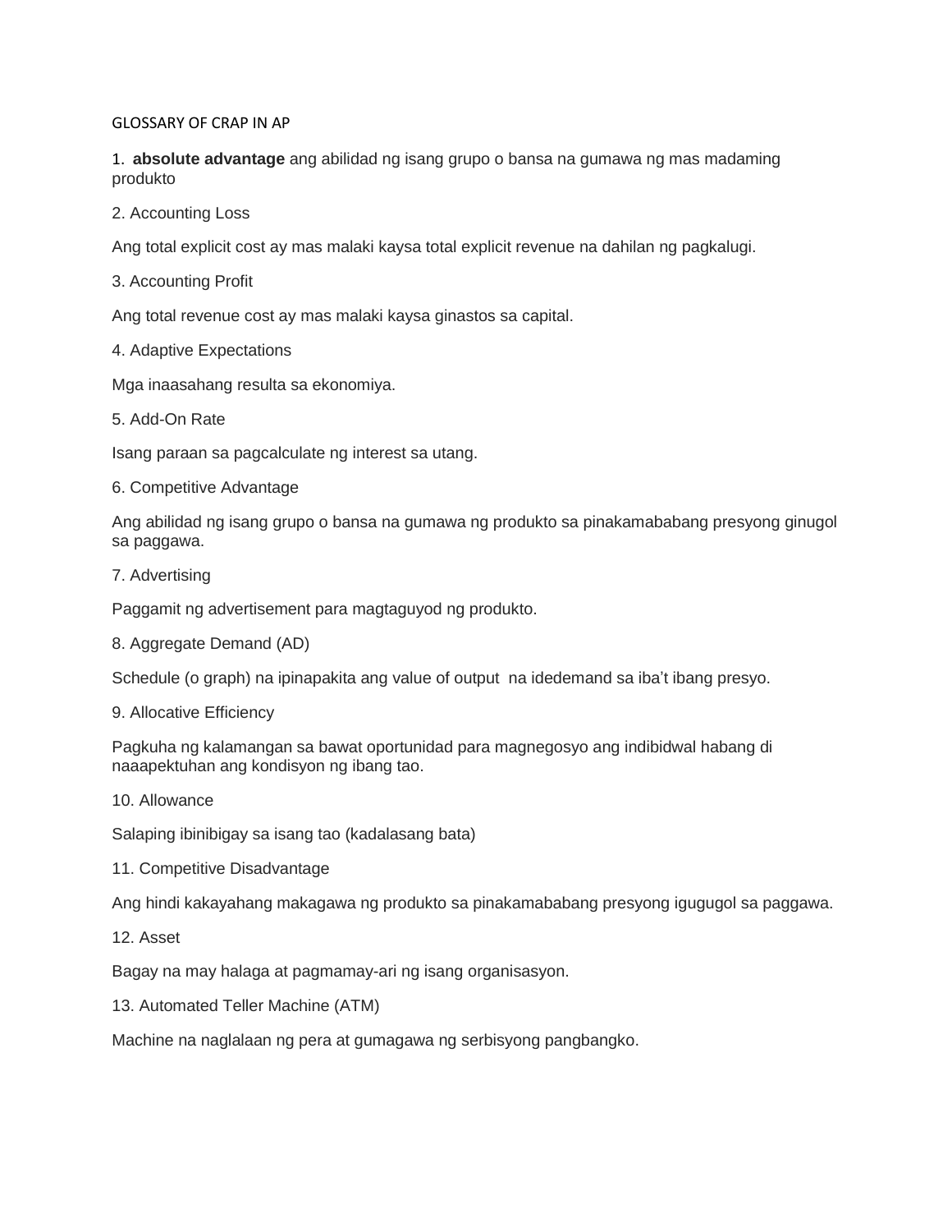GLOSSARY OF CRAP IN AP

1. **absolute advantage** ang abilidad ng isang grupo o bansa na gumawa ng mas madaming produkto

2. Accounting Loss

Ang total explicit cost ay mas malaki kaysa total explicit revenue na dahilan ng pagkalugi.

3. Accounting Profit

Ang total revenue cost ay mas malaki kaysa ginastos sa capital.

4. Adaptive Expectations

Mga inaasahang resulta sa ekonomiya.

5. Add-On Rate

Isang paraan sa pagcalculate ng interest sa utang.

6. Competitive Advantage

Ang abilidad ng isang grupo o bansa na gumawa ng produkto sa pinakamababang presyong ginugol sa paggawa.

7. Advertising

Paggamit ng advertisement para magtaguyod ng produkto.

8. Aggregate Demand (AD)

Schedule (o graph) na ipinapakita ang value of output na idedemand sa iba't ibang presyo.

9. Allocative Efficiency

Pagkuha ng kalamangan sa bawat oportunidad para magnegosyo ang indibidwal habang di naaapektuhan ang kondisyon ng ibang tao.

10. Allowance

Salaping ibinibigay sa isang tao (kadalasang bata)

11. Competitive Disadvantage

Ang hindi kakayahang makagawa ng produkto sa pinakamababang presyong igugugol sa paggawa.

12. Asset

Bagay na may halaga at pagmamay-ari ng isang organisasyon.

13. Automated Teller Machine (ATM)

Machine na naglalaan ng pera at gumagawa ng serbisyong pangbangko.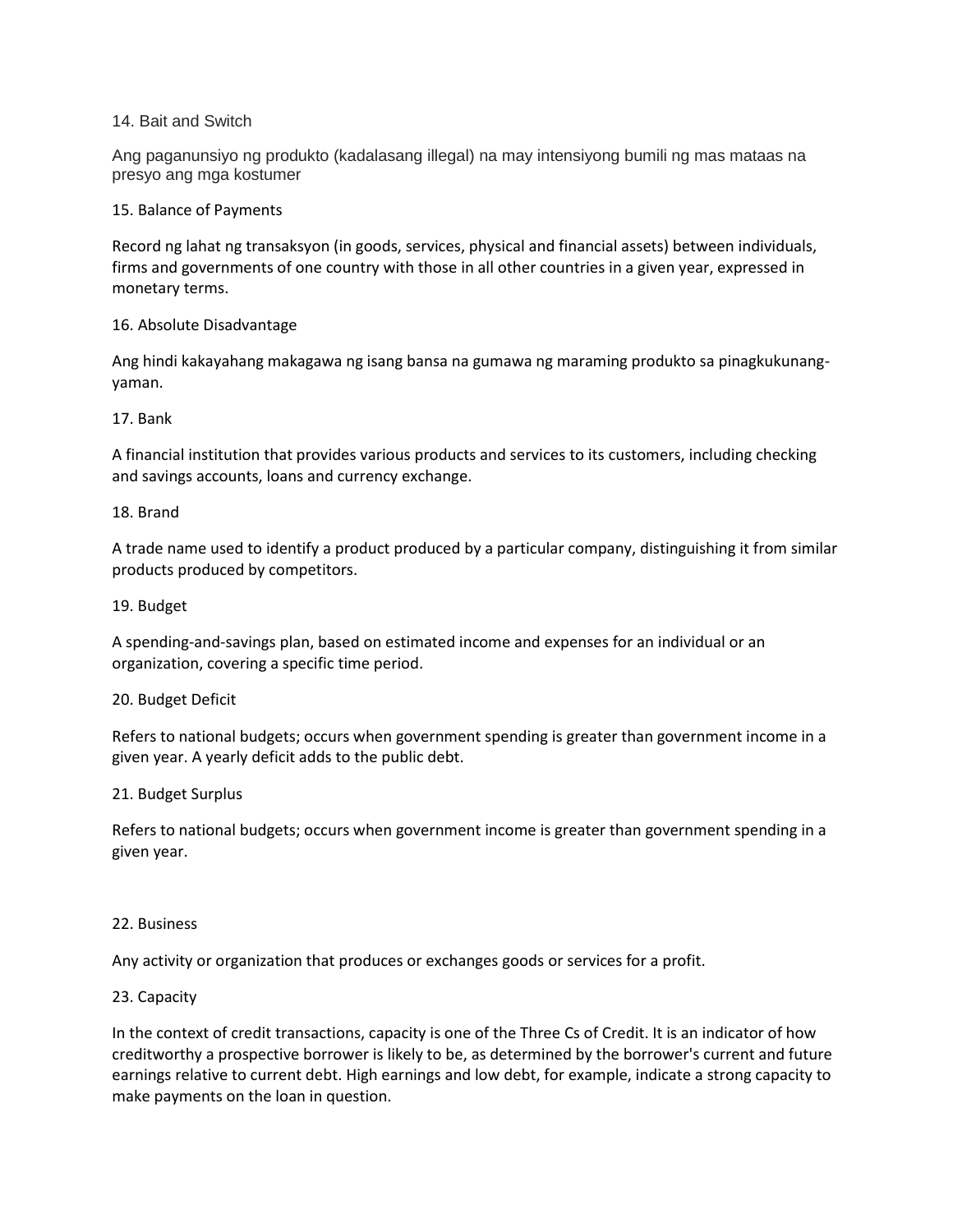14. Bait and Switch

Ang paganunsiyo ng produkto (kadalasang illegal) na may intensiyong bumili ng mas mataas na presyo ang mga kostumer

15. Balance of Payments

Record ng lahat ng transaksyon (in goods, services, physical and financial assets) between individuals, firms and governments of one country with those in all other countries in a given year, expressed in monetary terms.

16. Absolute Disadvantage

Ang hindi kakayahang makagawa ng isang bansa na gumawa ng maraming produkto sa pinagkukunang-yaman.

17. Bank

A financial institution that provides various products and services to its customers, including checking and savings accounts, loans and currency exchange.

18. Brand

A trade name used to identify a product produced by a particular company, distinguishing it from similar products produced by competitors.

19. Budget

A spending-and-savings plan, based on estimated income and expenses for an individual or an organization, covering a specific time period.

20. Budget Deficit

Refers to national budgets; occurs when government spending is greater than government income in a given year. A yearly deficit adds to the public debt.

21. Budget Surplus

Refers to national budgets; occurs when government income is greater than government spending in a given year.

22. Business

Any activity or organization that produces or exchanges goods or services for a profit.

23. Capacity

In the context of credit transactions, capacity is one of the Three Cs of Credit. It is an indicator of how creditworthy a prospective borrower is likely to be, as determined by the borrower's current and future earnings relative to current debt. High earnings and low debt, for example, indicate a strong capacity to make payments on the loan in question.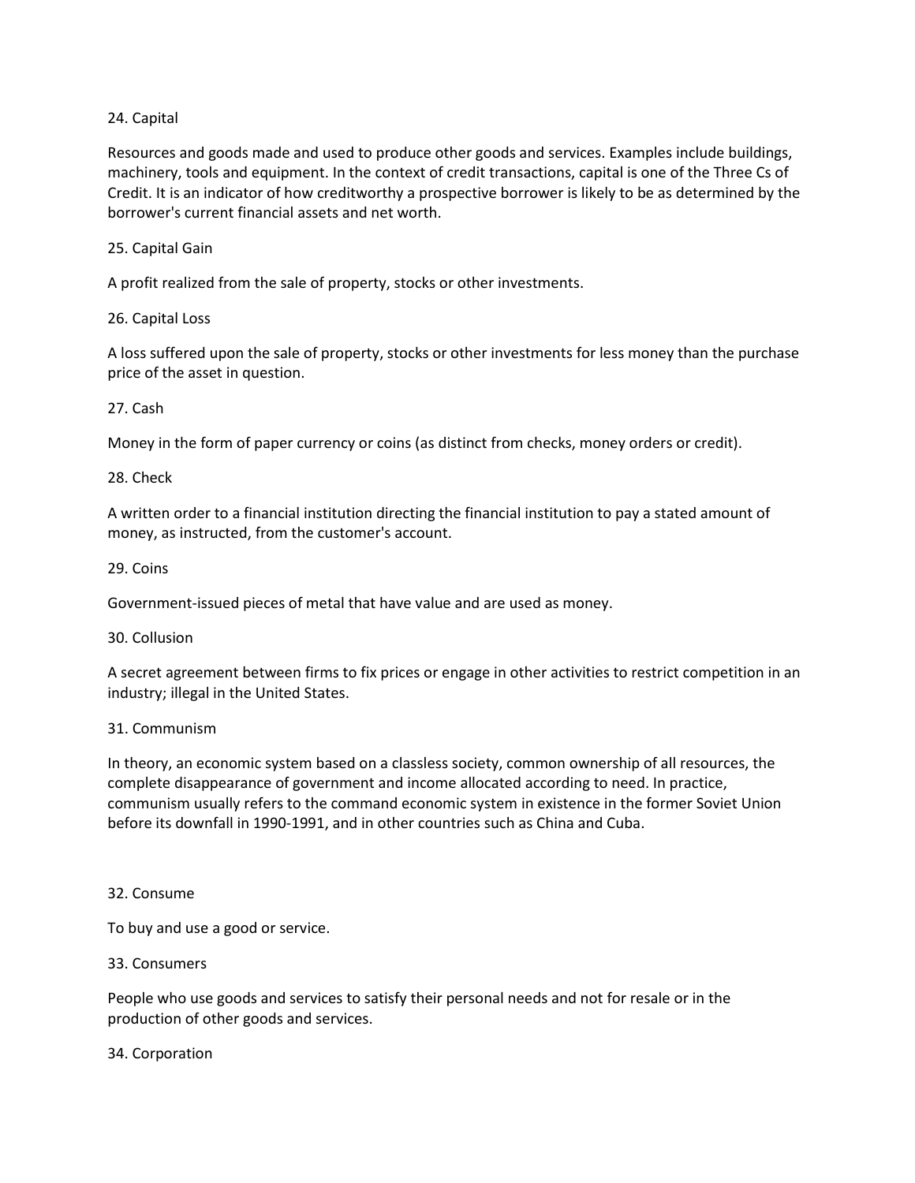24. Capital

Resources and goods made and used to produce other goods and services. Examples include buildings, machinery, tools and equipment. In the context of credit transactions, capital is one of the Three Cs of Credit. It is an indicator of how creditworthy a prospective borrower is likely to be as determined by the borrower's current financial assets and net worth.

25. Capital Gain

A profit realized from the sale of property, stocks or other investments.

26. Capital Loss

A loss suffered upon the sale of property, stocks or other investments for less money than the purchase price of the asset in question.

27. Cash

Money in the form of paper currency or coins (as distinct from checks, money orders or credit).

28. Check

A written order to a financial institution directing the financial institution to pay a stated amount of money, as instructed, from the customer's account.

29. Coins

Government-issued pieces of metal that have value and are used as money.

30. Collusion

A secret agreement between firms to fix prices or engage in other activities to restrict competition in an industry; illegal in the United States.

31. Communism

In theory, an economic system based on a classless society, common ownership of all resources, the complete disappearance of government and income allocated according to need. In practice, communism usually refers to the command economic system in existence in the former Soviet Union before its downfall in 1990-1991, and in other countries such as China and Cuba.

32. Consume

To buy and use a good or service.

33. Consumers

People who use goods and services to satisfy their personal needs and not for resale or in the production of other goods and services.

34. Corporation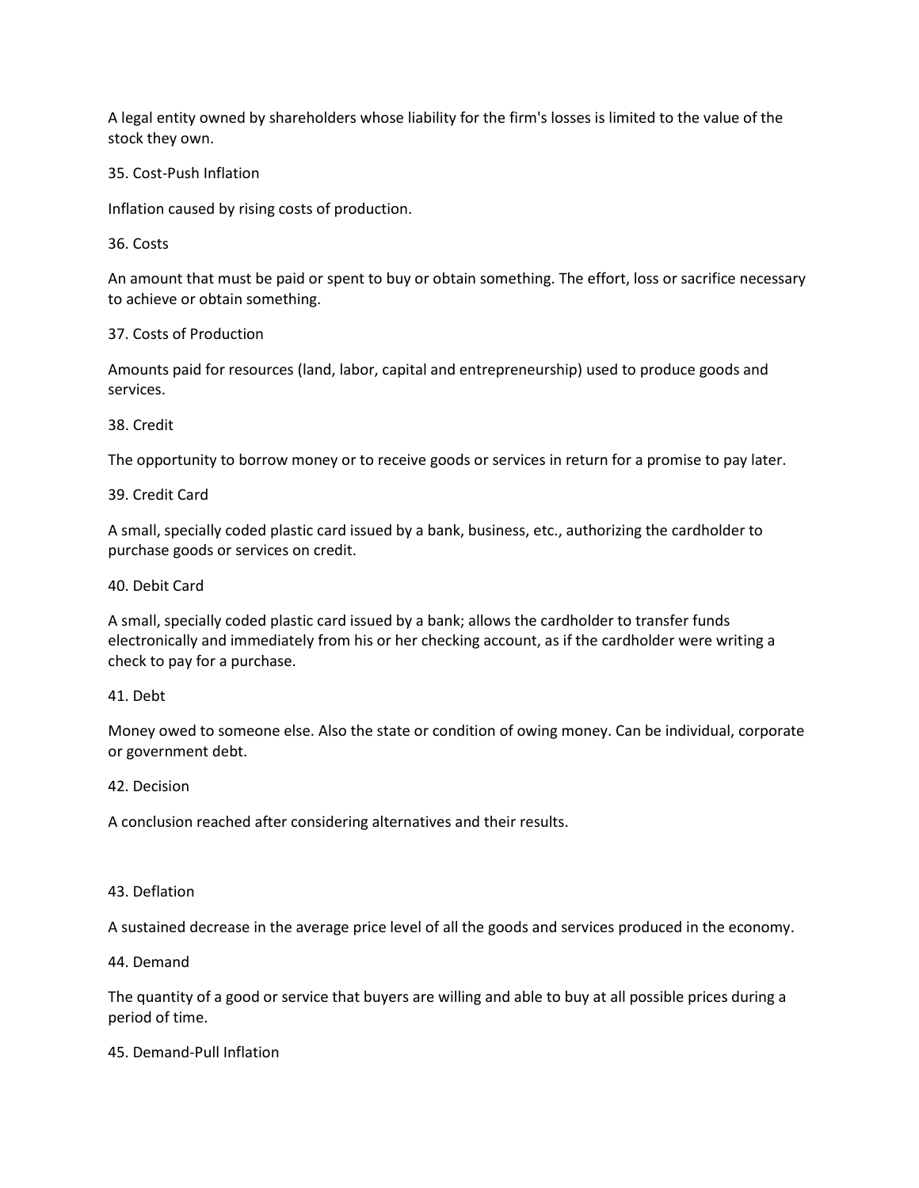A legal entity owned by shareholders whose liability for the firm's losses is limited to the value of the stock they own.

35. Cost-Push Inflation

Inflation caused by rising costs of production.

36. Costs

An amount that must be paid or spent to buy or obtain something. The effort, loss or sacrifice necessary to achieve or obtain something.

37. Costs of Production

Amounts paid for resources (land, labor, capital and entrepreneurship) used to produce goods and services.

38. Credit

The opportunity to borrow money or to receive goods or services in return for a promise to pay later.

39. Credit Card

A small, specially coded plastic card issued by a bank, business, etc., authorizing the cardholder to purchase goods or services on credit.

40. Debit Card

A small, specially coded plastic card issued by a bank; allows the cardholder to transfer funds electronically and immediately from his or her checking account, as if the cardholder were writing a check to pay for a purchase.

41. Debt

Money owed to someone else. Also the state or condition of owing money. Can be individual, corporate or government debt.

42. Decision

A conclusion reached after considering alternatives and their results.

43. Deflation

A sustained decrease in the average price level of all the goods and services produced in the economy.

44. Demand

The quantity of a good or service that buyers are willing and able to buy at all possible prices during a period of time.

45. Demand-Pull Inflation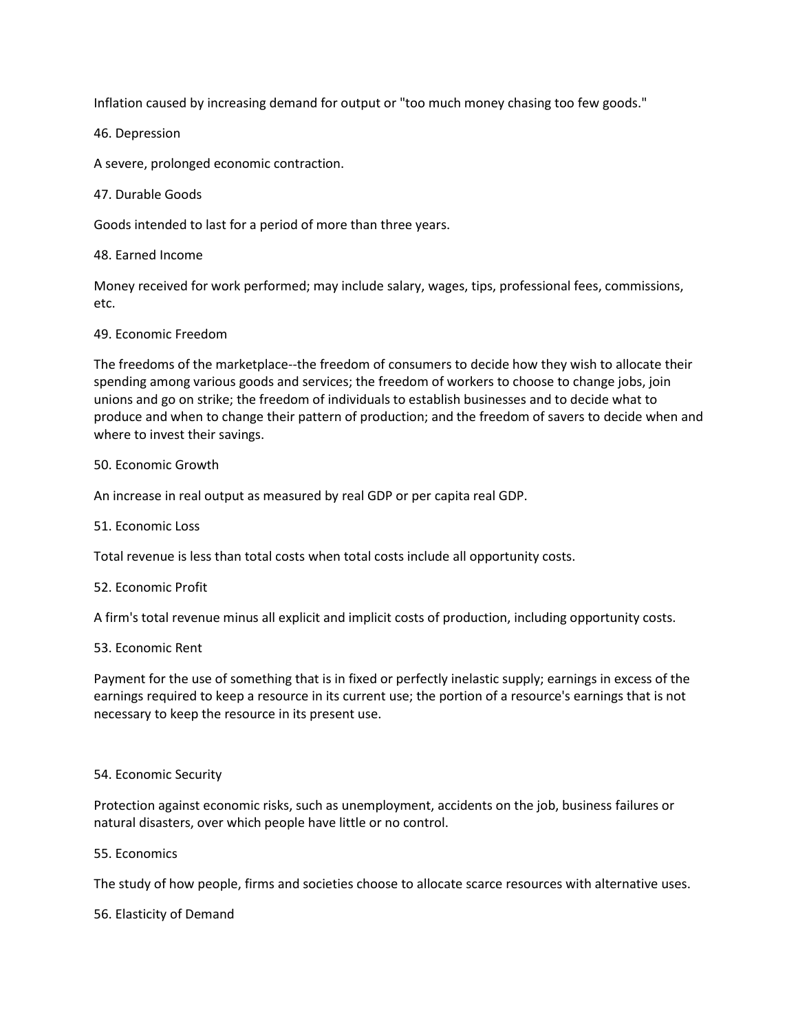Inflation caused by increasing demand for output or "too much money chasing too few goods."

46. Depression

A severe, prolonged economic contraction.

47. Durable Goods

Goods intended to last for a period of more than three years.

48. Earned Income

Money received for work performed; may include salary, wages, tips, professional fees, commissions, etc.

49. Economic Freedom

The freedoms of the marketplace--the freedom of consumers to decide how they wish to allocate their spending among various goods and services; the freedom of workers to choose to change jobs, join unions and go on strike; the freedom of individuals to establish businesses and to decide what to produce and when to change their pattern of production; and the freedom of savers to decide when and where to invest their savings.

50. Economic Growth

An increase in real output as measured by real GDP or per capita real GDP.

51. Economic Loss

Total revenue is less than total costs when total costs include all opportunity costs.

52. Economic Profit

A firm's total revenue minus all explicit and implicit costs of production, including opportunity costs.

53. Economic Rent

Payment for the use of something that is in fixed or perfectly inelastic supply; earnings in excess of the earnings required to keep a resource in its current use; the portion of a resource's earnings that is not necessary to keep the resource in its present use.

54. Economic Security

Protection against economic risks, such as unemployment, accidents on the job, business failures or natural disasters, over which people have little or no control.

55. Economics

The study of how people, firms and societies choose to allocate scarce resources with alternative uses.

56. Elasticity of Demand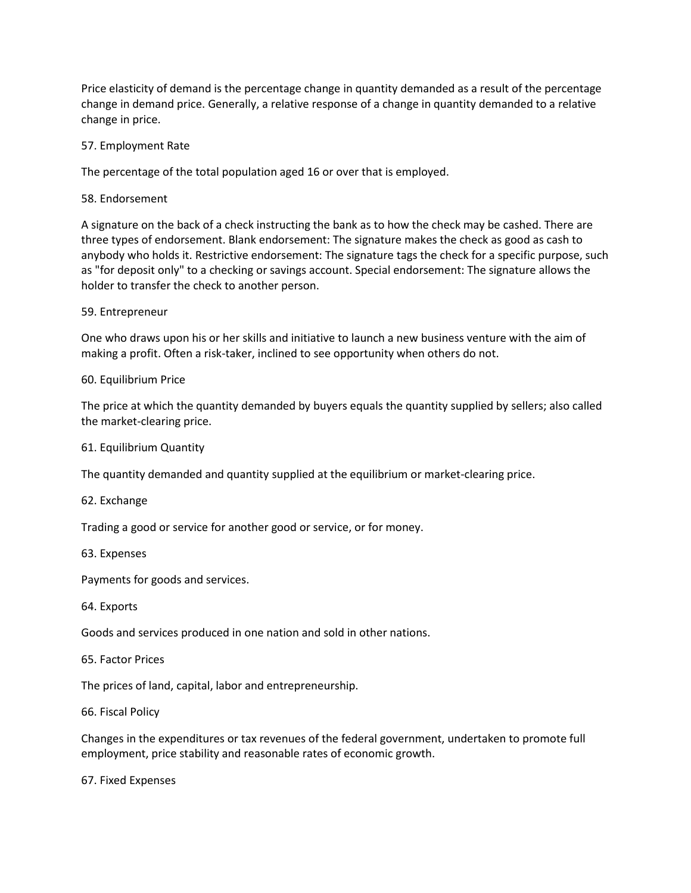Price elasticity of demand is the percentage change in quantity demanded as a result of the percentage change in demand price. Generally, a relative response of a change in quantity demanded to a relative change in price.

57. Employment Rate

The percentage of the total population aged 16 or over that is employed.

58. Endorsement

A signature on the back of a check instructing the bank as to how the check may be cashed. There are three types of endorsement. Blank endorsement: The signature makes the check as good as cash to anybody who holds it. Restrictive endorsement: The signature tags the check for a specific purpose, such as "for deposit only" to a checking or savings account. Special endorsement: The signature allows the holder to transfer the check to another person.

59. Entrepreneur

One who draws upon his or her skills and initiative to launch a new business venture with the aim of making a profit. Often a risk-taker, inclined to see opportunity when others do not.

60. Equilibrium Price

The price at which the quantity demanded by buyers equals the quantity supplied by sellers; also called the market-clearing price.

61. Equilibrium Quantity

The quantity demanded and quantity supplied at the equilibrium or market-clearing price.

62. Exchange

Trading a good or service for another good or service, or for money.

63. Expenses

Payments for goods and services.

64. Exports

Goods and services produced in one nation and sold in other nations.

65. Factor Prices

The prices of land, capital, labor and entrepreneurship.

66. Fiscal Policy

Changes in the expenditures or tax revenues of the federal government, undertaken to promote full employment, price stability and reasonable rates of economic growth.

67. Fixed Expenses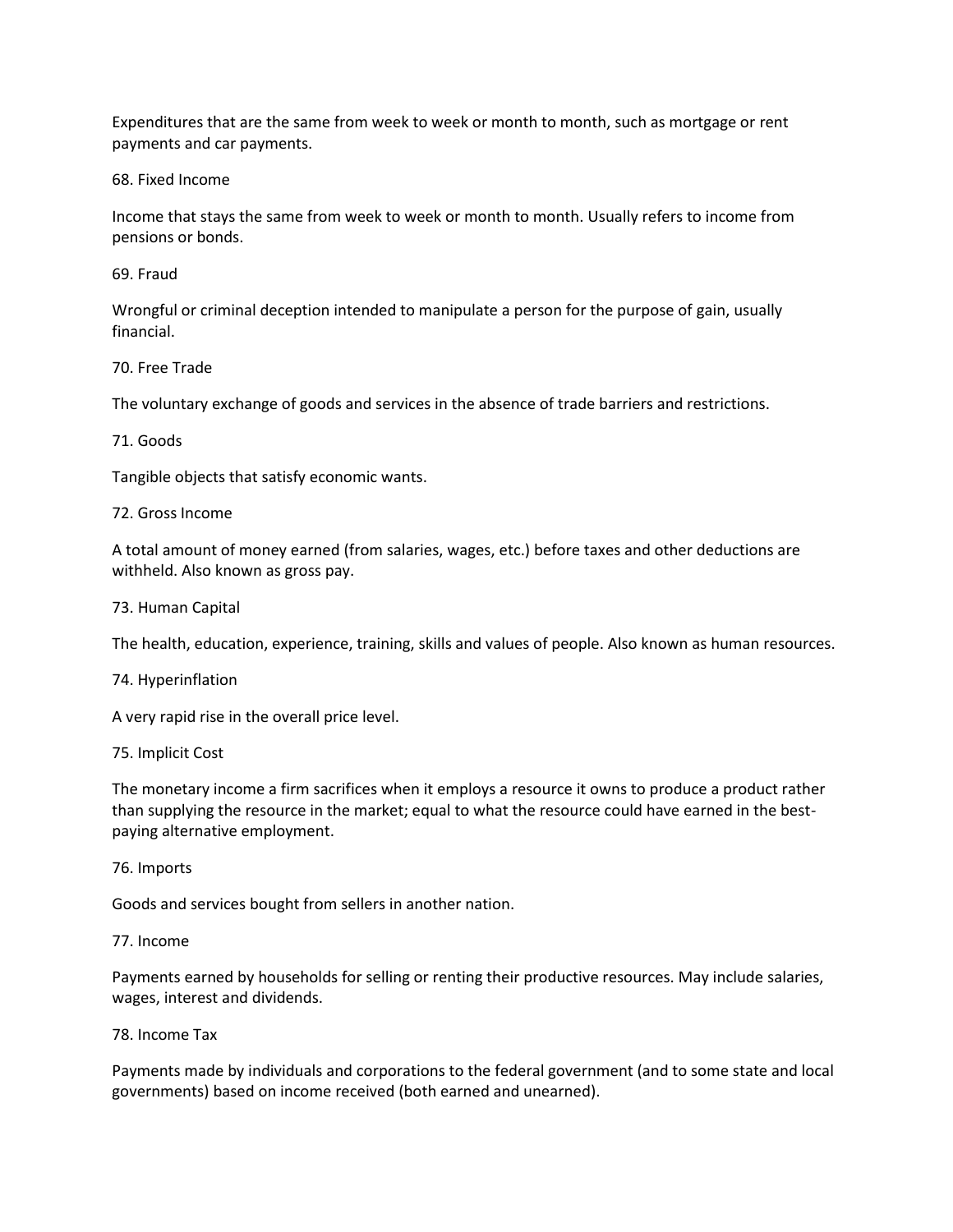Expenditures that are the same from week to week or month to month, such as mortgage or rent payments and car payments.

68. Fixed Income

Income that stays the same from week to week or month to month. Usually refers to income from pensions or bonds.

69. Fraud

Wrongful or criminal deception intended to manipulate a person for the purpose of gain, usually financial.

70. Free Trade

The voluntary exchange of goods and services in the absence of trade barriers and restrictions.

71. Goods

Tangible objects that satisfy economic wants.

72. Gross Income

A total amount of money earned (from salaries, wages, etc.) before taxes and other deductions are withheld. Also known as gross pay.

73. Human Capital

The health, education, experience, training, skills and values of people. Also known as human resources.

74. Hyperinflation

A very rapid rise in the overall price level.

75. Implicit Cost

The monetary income a firm sacrifices when it employs a resource it owns to produce a product rather than supplying the resource in the market; equal to what the resource could have earned in the best-paying alternative employment.

76. Imports

Goods and services bought from sellers in another nation.

77. Income

Payments earned by households for selling or renting their productive resources. May include salaries, wages, interest and dividends.

78. Income Tax

Payments made by individuals and corporations to the federal government (and to some state and local governments) based on income received (both earned and unearned).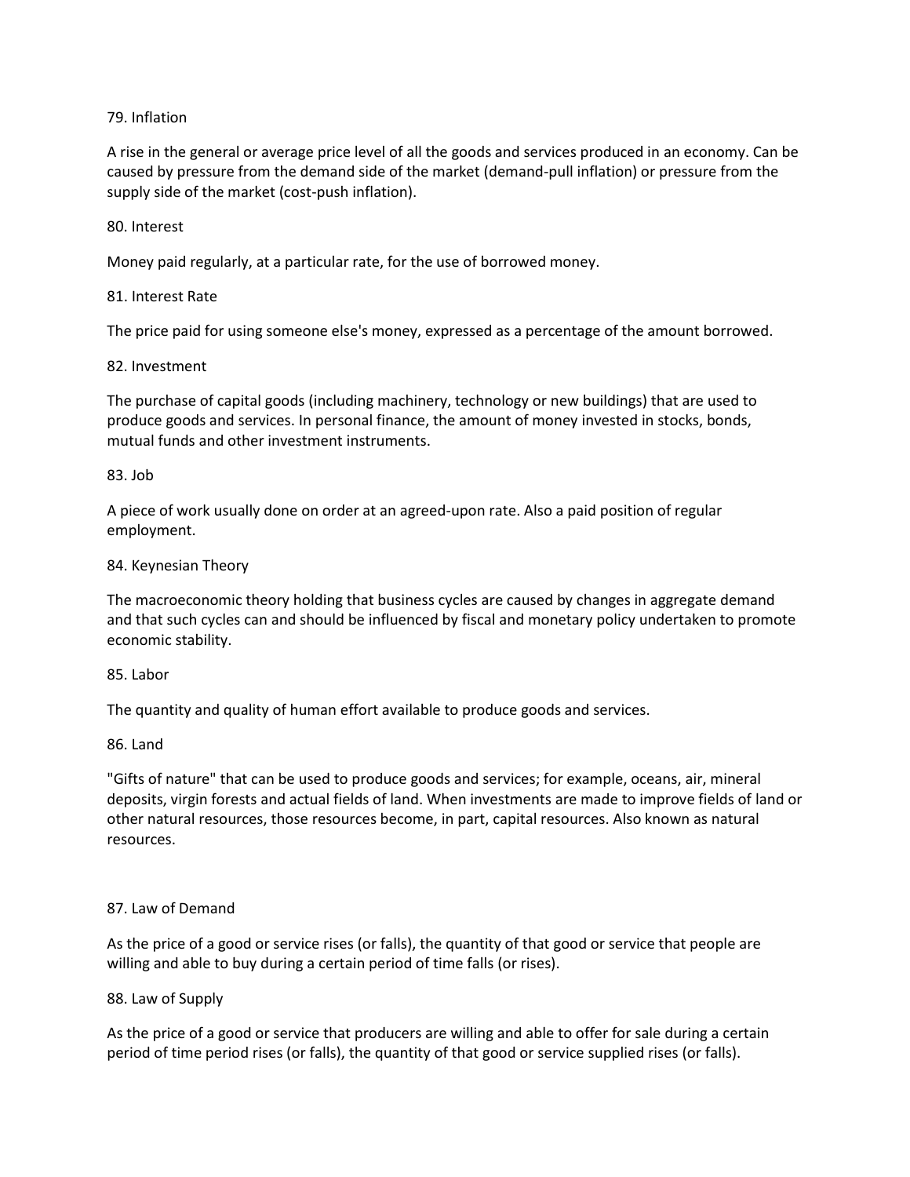79. Inflation

A rise in the general or average price level of all the goods and services produced in an economy. Can be caused by pressure from the demand side of the market (demand-pull inflation) or pressure from the supply side of the market (cost-push inflation).

80. Interest

Money paid regularly, at a particular rate, for the use of borrowed money.

81. Interest Rate

The price paid for using someone else's money, expressed as a percentage of the amount borrowed.

82. Investment

The purchase of capital goods (including machinery, technology or new buildings) that are used to produce goods and services. In personal finance, the amount of money invested in stocks, bonds, mutual funds and other investment instruments.

83. Job

A piece of work usually done on order at an agreed-upon rate. Also a paid position of regular employment.

84. Keynesian Theory

The macroeconomic theory holding that business cycles are caused by changes in aggregate demand and that such cycles can and should be influenced by fiscal and monetary policy undertaken to promote economic stability.

85. Labor

The quantity and quality of human effort available to produce goods and services.

86. Land

"Gifts of nature" that can be used to produce goods and services; for example, oceans, air, mineral deposits, virgin forests and actual fields of land. When investments are made to improve fields of land or other natural resources, those resources become, in part, capital resources. Also known as natural resources.

87. Law of Demand

As the price of a good or service rises (or falls), the quantity of that good or service that people are willing and able to buy during a certain period of time falls (or rises).

88. Law of Supply

As the price of a good or service that producers are willing and able to offer for sale during a certain period of time period rises (or falls), the quantity of that good or service supplied rises (or falls).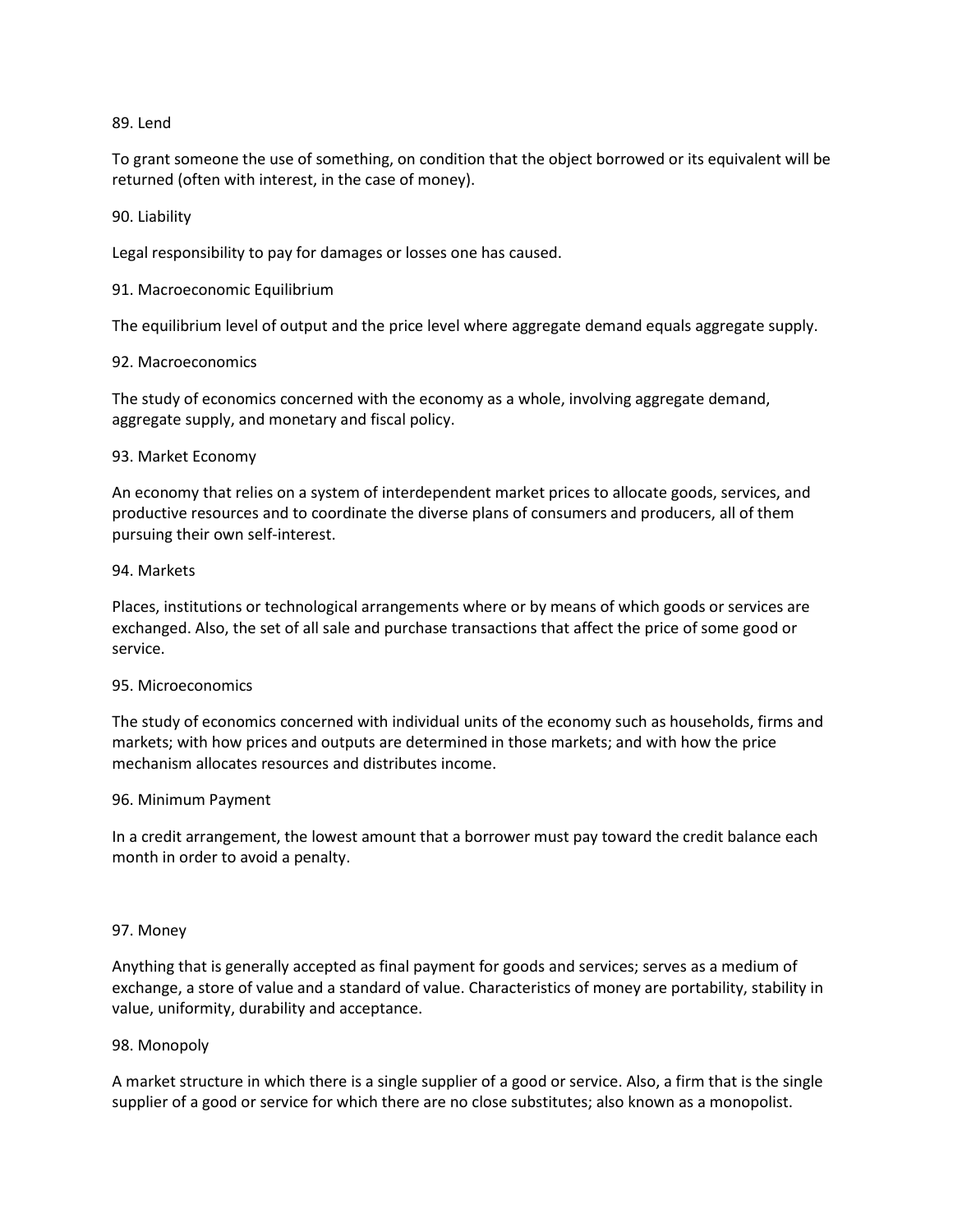89. Lend

To grant someone the use of something, on condition that the object borrowed or its equivalent will be returned (often with interest, in the case of money).

90. Liability

Legal responsibility to pay for damages or losses one has caused.

91. Macroeconomic Equilibrium

The equilibrium level of output and the price level where aggregate demand equals aggregate supply.

92. Macroeconomics

The study of economics concerned with the economy as a whole, involving aggregate demand, aggregate supply, and monetary and fiscal policy.

93. Market Economy

An economy that relies on a system of interdependent market prices to allocate goods, services, and productive resources and to coordinate the diverse plans of consumers and producers, all of them pursuing their own self-interest.

94. Markets

Places, institutions or technological arrangements where or by means of which goods or services are exchanged. Also, the set of all sale and purchase transactions that affect the price of some good or service.

95. Microeconomics

The study of economics concerned with individual units of the economy such as households, firms and markets; with how prices and outputs are determined in those markets; and with how the price mechanism allocates resources and distributes income.

96. Minimum Payment

In a credit arrangement, the lowest amount that a borrower must pay toward the credit balance each month in order to avoid a penalty.

97. Money

Anything that is generally accepted as final payment for goods and services; serves as a medium of exchange, a store of value and a standard of value. Characteristics of money are portability, stability in value, uniformity, durability and acceptance.

98. Monopoly

A market structure in which there is a single supplier of a good or service. Also, a firm that is the single supplier of a good or service for which there are no close substitutes; also known as a monopolist.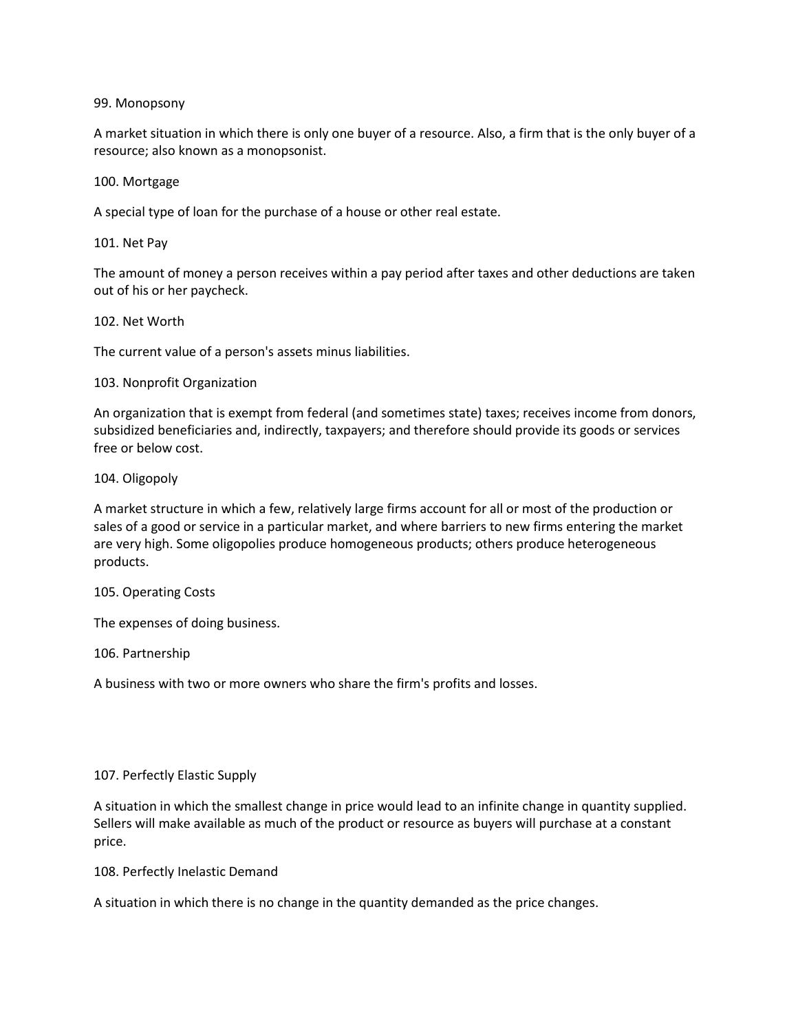99. Monopsony

A market situation in which there is only one buyer of a resource. Also, a firm that is the only buyer of a resource; also known as a monopsonist.

100. Mortgage

A special type of loan for the purchase of a house or other real estate.

101. Net Pay

The amount of money a person receives within a pay period after taxes and other deductions are taken out of his or her paycheck.

102. Net Worth

The current value of a person's assets minus liabilities.

103. Nonprofit Organization

An organization that is exempt from federal (and sometimes state) taxes; receives income from donors, subsidized beneficiaries and, indirectly, taxpayers; and therefore should provide its goods or services free or below cost.

104. Oligopoly

A market structure in which a few, relatively large firms account for all or most of the production or sales of a good or service in a particular market, and where barriers to new firms entering the market are very high. Some oligopolies produce homogeneous products; others produce heterogeneous products.

105. Operating Costs

The expenses of doing business.

106. Partnership

A business with two or more owners who share the firm's profits and losses.

107. Perfectly Elastic Supply

A situation in which the smallest change in price would lead to an infinite change in quantity supplied. Sellers will make available as much of the product or resource as buyers will purchase at a constant price.

108. Perfectly Inelastic Demand

A situation in which there is no change in the quantity demanded as the price changes.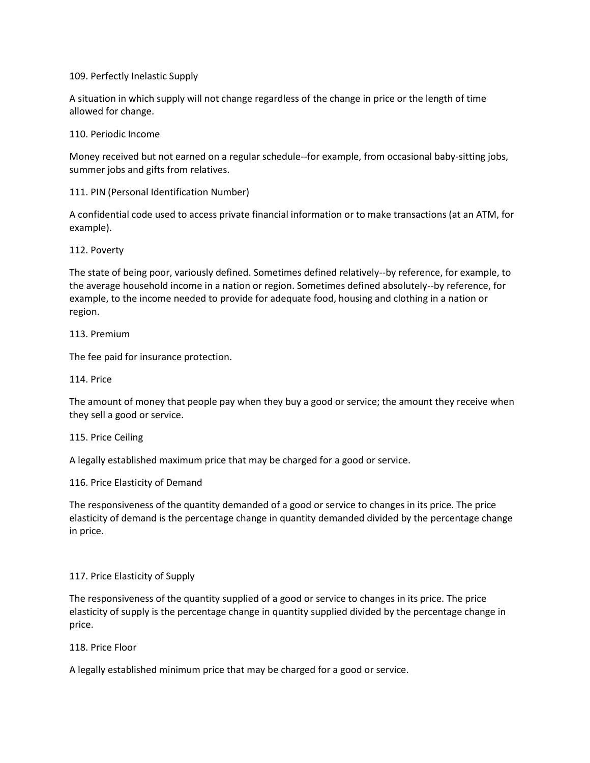109. Perfectly Inelastic Supply

A situation in which supply will not change regardless of the change in price or the length of time allowed for change.

110. Periodic Income

Money received but not earned on a regular schedule--for example, from occasional baby-sitting jobs, summer jobs and gifts from relatives.

111. PIN (Personal Identification Number)

A confidential code used to access private financial information or to make transactions (at an ATM, for example).

112. Poverty

The state of being poor, variously defined. Sometimes defined relatively--by reference, for example, to the average household income in a nation or region. Sometimes defined absolutely--by reference, for example, to the income needed to provide for adequate food, housing and clothing in a nation or region.

113. Premium

The fee paid for insurance protection.

114. Price

The amount of money that people pay when they buy a good or service; the amount they receive when they sell a good or service.

115. Price Ceiling

A legally established maximum price that may be charged for a good or service.

116. Price Elasticity of Demand

The responsiveness of the quantity demanded of a good or service to changes in its price. The price elasticity of demand is the percentage change in quantity demanded divided by the percentage change in price.

117. Price Elasticity of Supply

The responsiveness of the quantity supplied of a good or service to changes in its price. The price elasticity of supply is the percentage change in quantity supplied divided by the percentage change in price.

118. Price Floor

A legally established minimum price that may be charged for a good or service.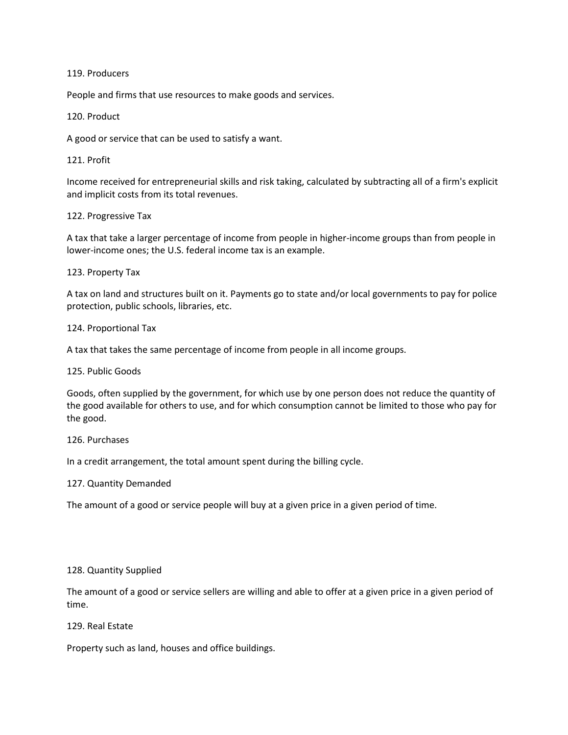119. Producers

People and firms that use resources to make goods and services.

120. Product

A good or service that can be used to satisfy a want.

121. Profit

Income received for entrepreneurial skills and risk taking, calculated by subtracting all of a firm's explicit and implicit costs from its total revenues.

122. Progressive Tax

A tax that take a larger percentage of income from people in higher-income groups than from people in lower-income ones; the U.S. federal income tax is an example.

123. Property Tax

A tax on land and structures built on it. Payments go to state and/or local governments to pay for police protection, public schools, libraries, etc.

124. Proportional Tax

A tax that takes the same percentage of income from people in all income groups.

125. Public Goods

Goods, often supplied by the government, for which use by one person does not reduce the quantity of the good available for others to use, and for which consumption cannot be limited to those who pay for the good.

126. Purchases

In a credit arrangement, the total amount spent during the billing cycle.

127. Quantity Demanded

The amount of a good or service people will buy at a given price in a given period of time.

128. Quantity Supplied

The amount of a good or service sellers are willing and able to offer at a given price in a given period of time.

129. Real Estate

Property such as land, houses and office buildings.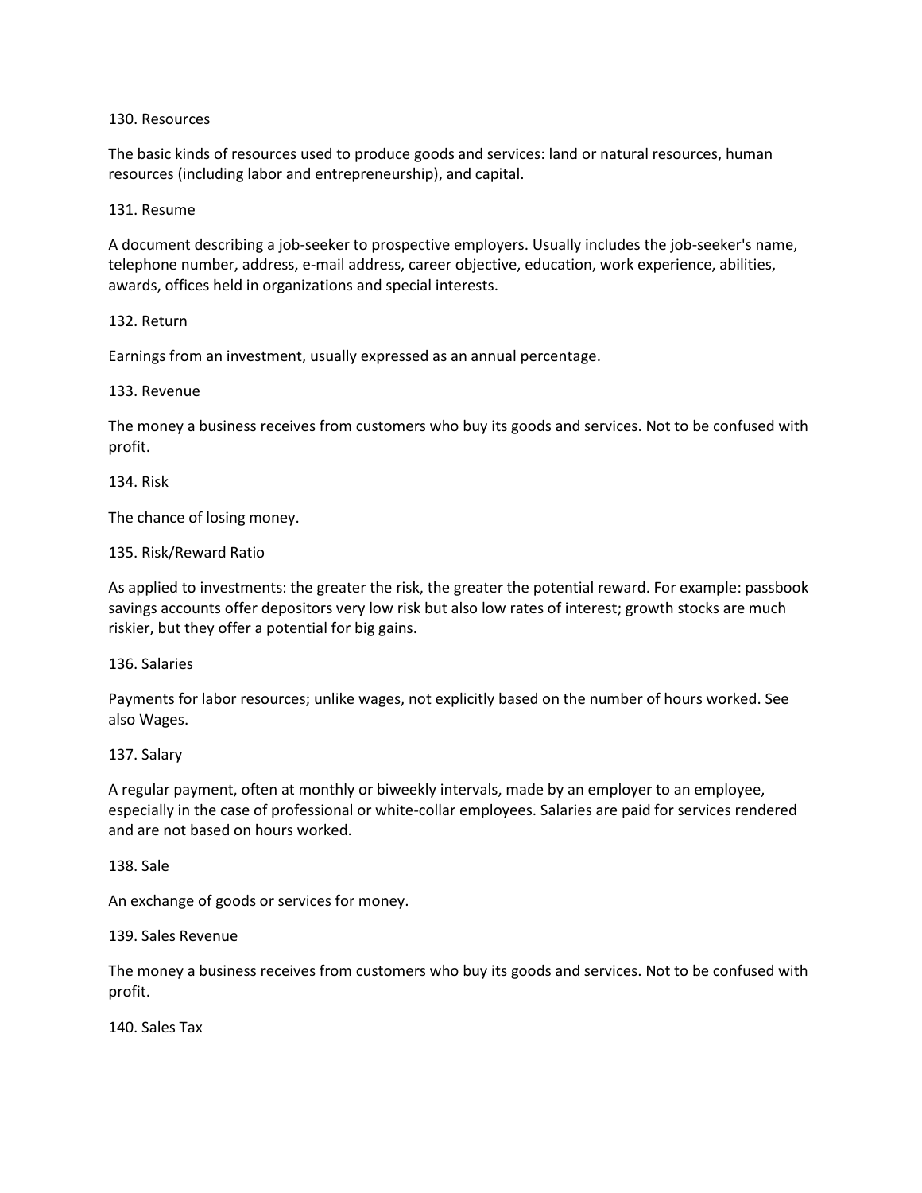130. Resources

The basic kinds of resources used to produce goods and services: land or natural resources, human resources (including labor and entrepreneurship), and capital.

131. Resume

A document describing a job-seeker to prospective employers. Usually includes the job-seeker's name, telephone number, address, e-mail address, career objective, education, work experience, abilities, awards, offices held in organizations and special interests.

132. Return

Earnings from an investment, usually expressed as an annual percentage.

133. Revenue

The money a business receives from customers who buy its goods and services. Not to be confused with profit.

134. Risk

The chance of losing money.

135. Risk/Reward Ratio

As applied to investments: the greater the risk, the greater the potential reward. For example: passbook savings accounts offer depositors very low risk but also low rates of interest; growth stocks are much riskier, but they offer a potential for big gains.

136. Salaries

Payments for labor resources; unlike wages, not explicitly based on the number of hours worked. See also Wages.

137. Salary

A regular payment, often at monthly or biweekly intervals, made by an employer to an employee, especially in the case of professional or white-collar employees. Salaries are paid for services rendered and are not based on hours worked.

138. Sale

An exchange of goods or services for money.

139. Sales Revenue

The money a business receives from customers who buy its goods and services. Not to be confused with profit.

140. Sales Tax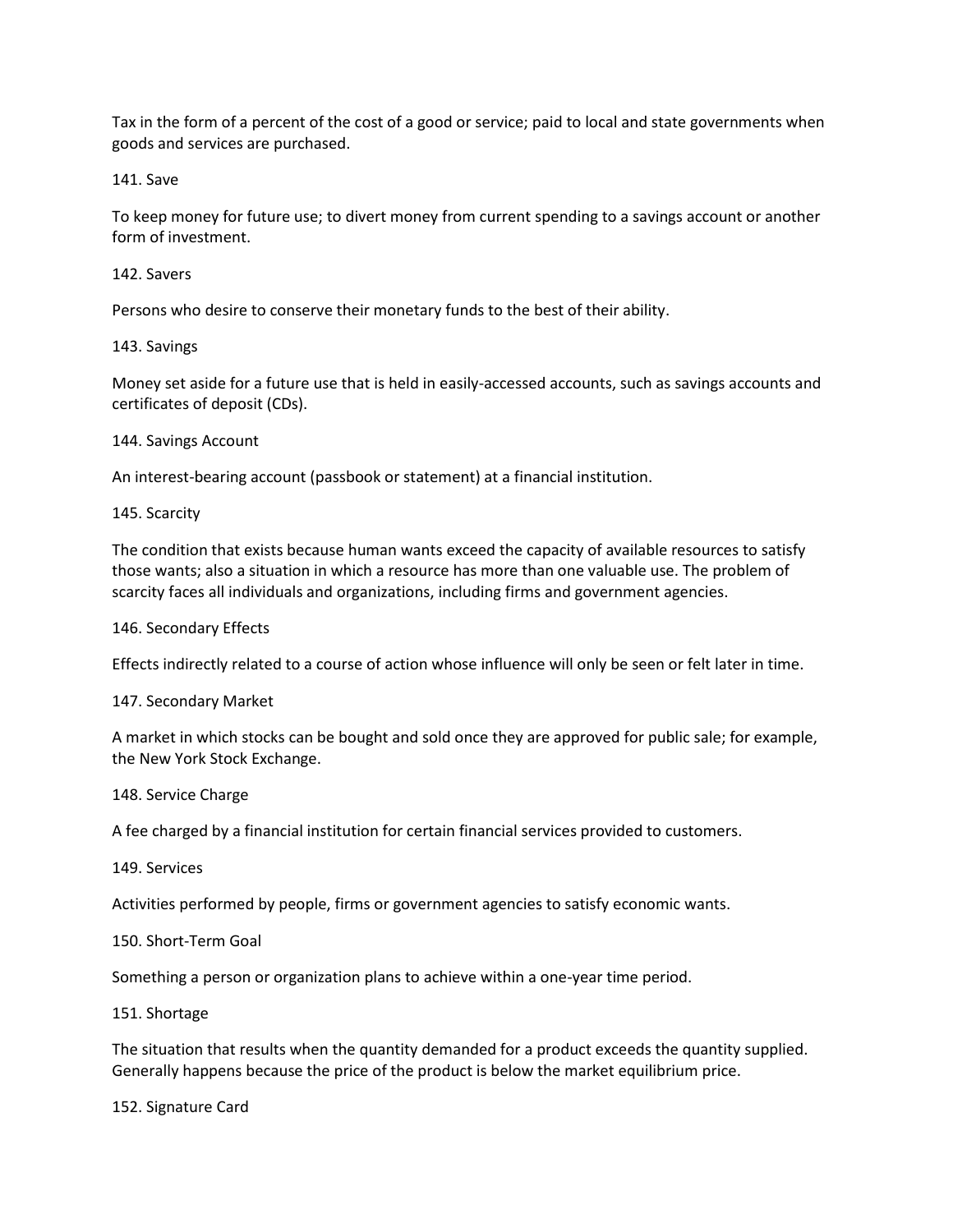Tax in the form of a percent of the cost of a good or service; paid to local and state governments when goods and services are purchased.

141. Save

To keep money for future use; to divert money from current spending to a savings account or another form of investment.

142. Savers

Persons who desire to conserve their monetary funds to the best of their ability.

143. Savings

Money set aside for a future use that is held in easily-accessed accounts, such as savings accounts and certificates of deposit (CDs).

144. Savings Account

An interest-bearing account (passbook or statement) at a financial institution.

145. Scarcity

The condition that exists because human wants exceed the capacity of available resources to satisfy those wants; also a situation in which a resource has more than one valuable use. The problem of scarcity faces all individuals and organizations, including firms and government agencies.

146. Secondary Effects

Effects indirectly related to a course of action whose influence will only be seen or felt later in time.

147. Secondary Market

A market in which stocks can be bought and sold once they are approved for public sale; for example, the New York Stock Exchange.

148. Service Charge

A fee charged by a financial institution for certain financial services provided to customers.

149. Services

Activities performed by people, firms or government agencies to satisfy economic wants.

150. Short-Term Goal

Something a person or organization plans to achieve within a one-year time period.

151. Shortage

The situation that results when the quantity demanded for a product exceeds the quantity supplied. Generally happens because the price of the product is below the market equilibrium price.

152. Signature Card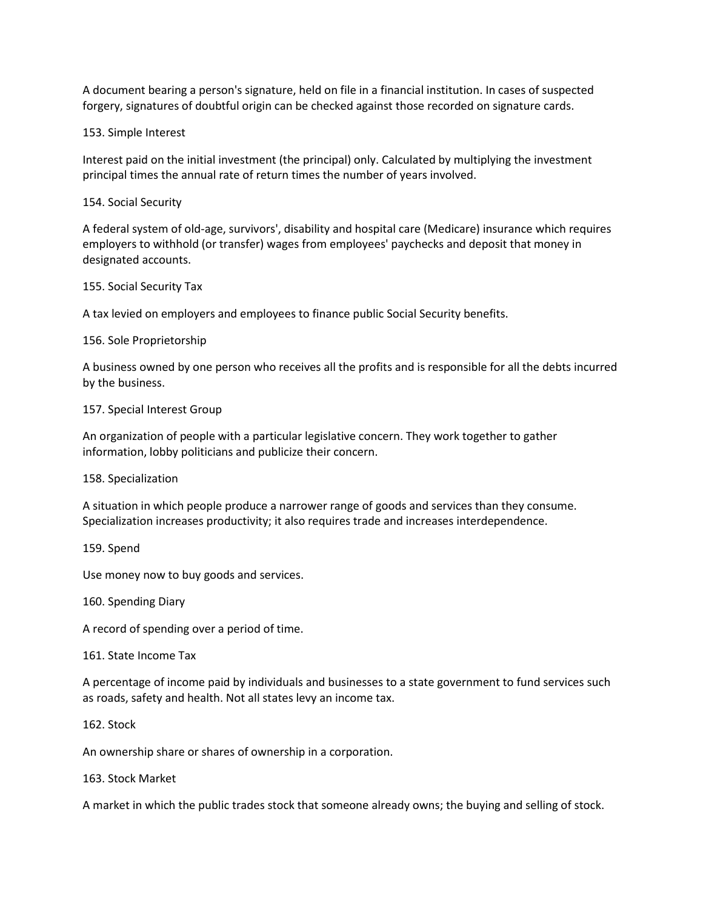A document bearing a person's signature, held on file in a financial institution. In cases of suspected forgery, signatures of doubtful origin can be checked against those recorded on signature cards.

153. Simple Interest

Interest paid on the initial investment (the principal) only. Calculated by multiplying the investment principal times the annual rate of return times the number of years involved.

154. Social Security

A federal system of old-age, survivors', disability and hospital care (Medicare) insurance which requires employers to withhold (or transfer) wages from employees' paychecks and deposit that money in designated accounts.

155. Social Security Tax

A tax levied on employers and employees to finance public Social Security benefits.

156. Sole Proprietorship

A business owned by one person who receives all the profits and is responsible for all the debts incurred by the business.

157. Special Interest Group

An organization of people with a particular legislative concern. They work together to gather information, lobby politicians and publicize their concern.

158. Specialization

A situation in which people produce a narrower range of goods and services than they consume. Specialization increases productivity; it also requires trade and increases interdependence.

159. Spend

Use money now to buy goods and services.

160. Spending Diary

A record of spending over a period of time.

161. State Income Tax

A percentage of income paid by individuals and businesses to a state government to fund services such as roads, safety and health. Not all states levy an income tax.

162. Stock

An ownership share or shares of ownership in a corporation.

163. Stock Market

A market in which the public trades stock that someone already owns; the buying and selling of stock.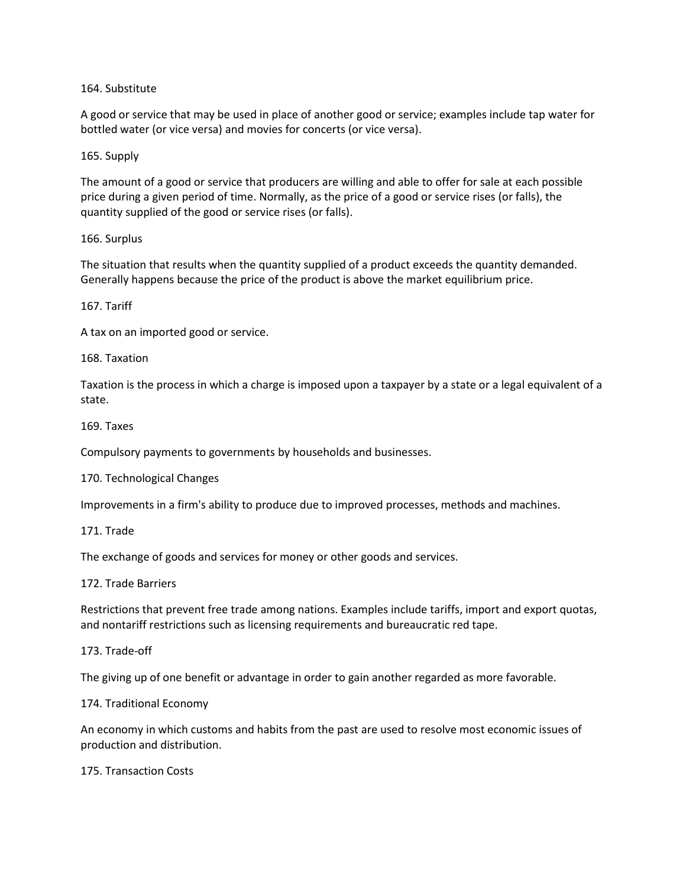164. Substitute

A good or service that may be used in place of another good or service; examples include tap water for bottled water (or vice versa) and movies for concerts (or vice versa).

165. Supply

The amount of a good or service that producers are willing and able to offer for sale at each possible price during a given period of time. Normally, as the price of a good or service rises (or falls), the quantity supplied of the good or service rises (or falls).

166. Surplus

The situation that results when the quantity supplied of a product exceeds the quantity demanded. Generally happens because the price of the product is above the market equilibrium price.

167. Tariff

A tax on an imported good or service.

168. Taxation

Taxation is the process in which a charge is imposed upon a taxpayer by a state or a legal equivalent of a state.

169. Taxes

Compulsory payments to governments by households and businesses.

170. Technological Changes

Improvements in a firm's ability to produce due to improved processes, methods and machines.

171. Trade

The exchange of goods and services for money or other goods and services.

172. Trade Barriers

Restrictions that prevent free trade among nations. Examples include tariffs, import and export quotas, and nontariff restrictions such as licensing requirements and bureaucratic red tape.

173. Trade-off

The giving up of one benefit or advantage in order to gain another regarded as more favorable.

174. Traditional Economy

An economy in which customs and habits from the past are used to resolve most economic issues of production and distribution.

175. Transaction Costs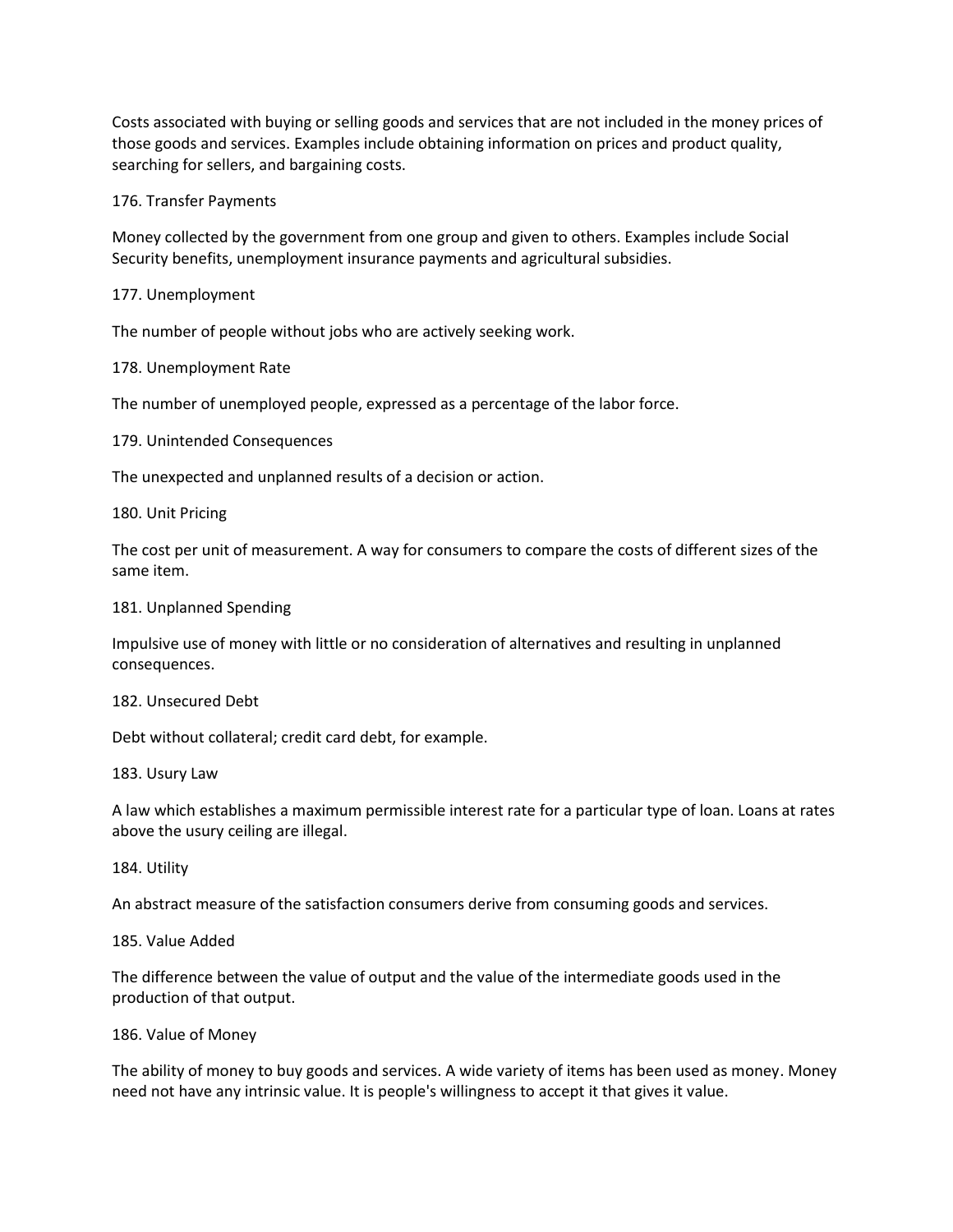Costs associated with buying or selling goods and services that are not included in the money prices of those goods and services. Examples include obtaining information on prices and product quality, searching for sellers, and bargaining costs.

176. Transfer Payments

Money collected by the government from one group and given to others. Examples include Social Security benefits, unemployment insurance payments and agricultural subsidies.

177. Unemployment

The number of people without jobs who are actively seeking work.

178. Unemployment Rate

The number of unemployed people, expressed as a percentage of the labor force.

179. Unintended Consequences

The unexpected and unplanned results of a decision or action.

180. Unit Pricing

The cost per unit of measurement. A way for consumers to compare the costs of different sizes of the same item.

181. Unplanned Spending

Impulsive use of money with little or no consideration of alternatives and resulting in unplanned consequences.

182. Unsecured Debt

Debt without collateral; credit card debt, for example.

183. Usury Law

A law which establishes a maximum permissible interest rate for a particular type of loan. Loans at rates above the usury ceiling are illegal.

184. Utility

An abstract measure of the satisfaction consumers derive from consuming goods and services.

185. Value Added

The difference between the value of output and the value of the intermediate goods used in the production of that output.

186. Value of Money

The ability of money to buy goods and services. A wide variety of items has been used as money. Money need not have any intrinsic value. It is people's willingness to accept it that gives it value.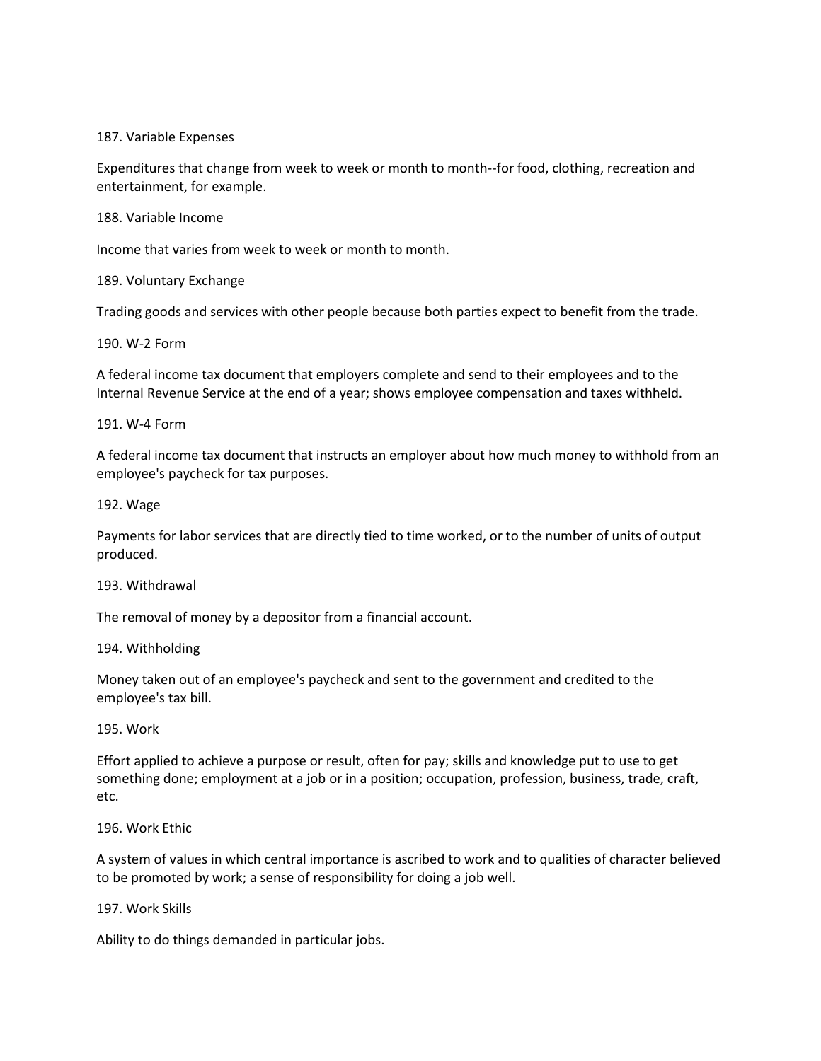187. Variable Expenses

Expenditures that change from week to week or month to month--for food, clothing, recreation and entertainment, for example.

188. Variable Income

Income that varies from week to week or month to month.

189. Voluntary Exchange

Trading goods and services with other people because both parties expect to benefit from the trade.

190. W-2 Form

A federal income tax document that employers complete and send to their employees and to the Internal Revenue Service at the end of a year; shows employee compensation and taxes withheld.

191. W-4 Form

A federal income tax document that instructs an employer about how much money to withhold from an employee's paycheck for tax purposes.

192. Wage

Payments for labor services that are directly tied to time worked, or to the number of units of output produced.

193. Withdrawal

The removal of money by a depositor from a financial account.

194. Withholding

Money taken out of an employee's paycheck and sent to the government and credited to the employee's tax bill.

195. Work

Effort applied to achieve a purpose or result, often for pay; skills and knowledge put to use to get something done; employment at a job or in a position; occupation, profession, business, trade, craft, etc.

196. Work Ethic

A system of values in which central importance is ascribed to work and to qualities of character believed to be promoted by work; a sense of responsibility for doing a job well.

197. Work Skills

Ability to do things demanded in particular jobs.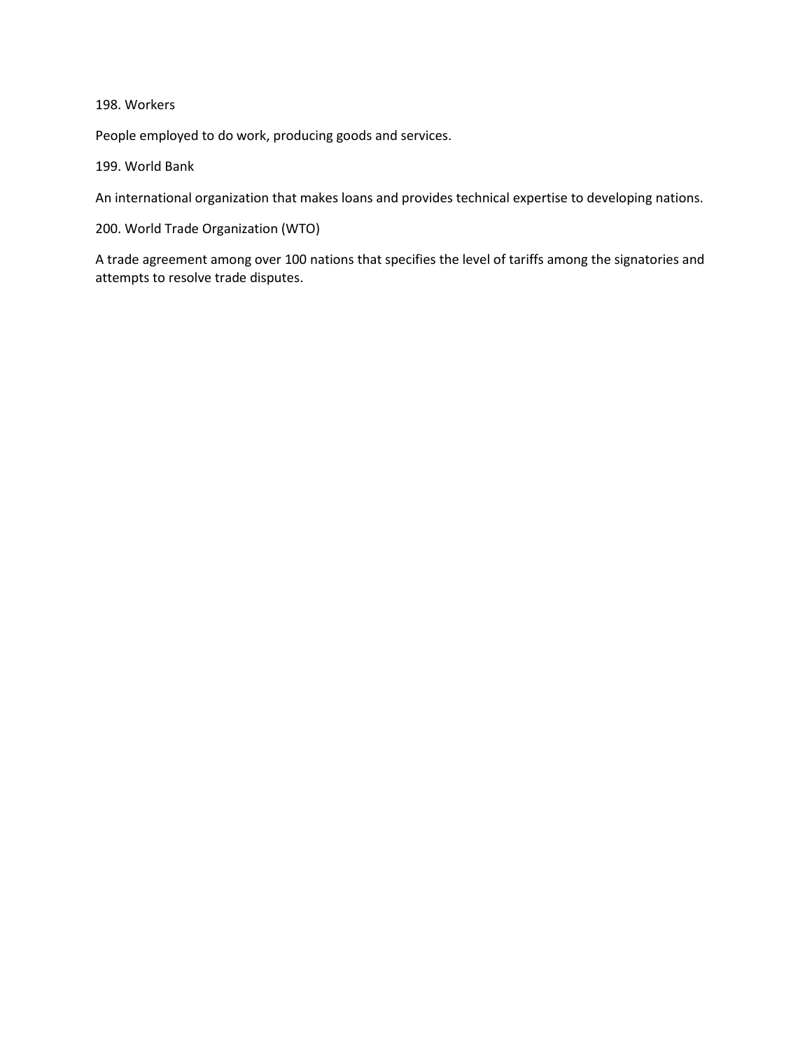198. Workers

People employed to do work, producing goods and services.

199. World Bank

An international organization that makes loans and provides technical expertise to developing nations.

200. World Trade Organization (WTO)

A trade agreement among over 100 nations that specifies the level of tariffs among the signatories and attempts to resolve trade disputes.